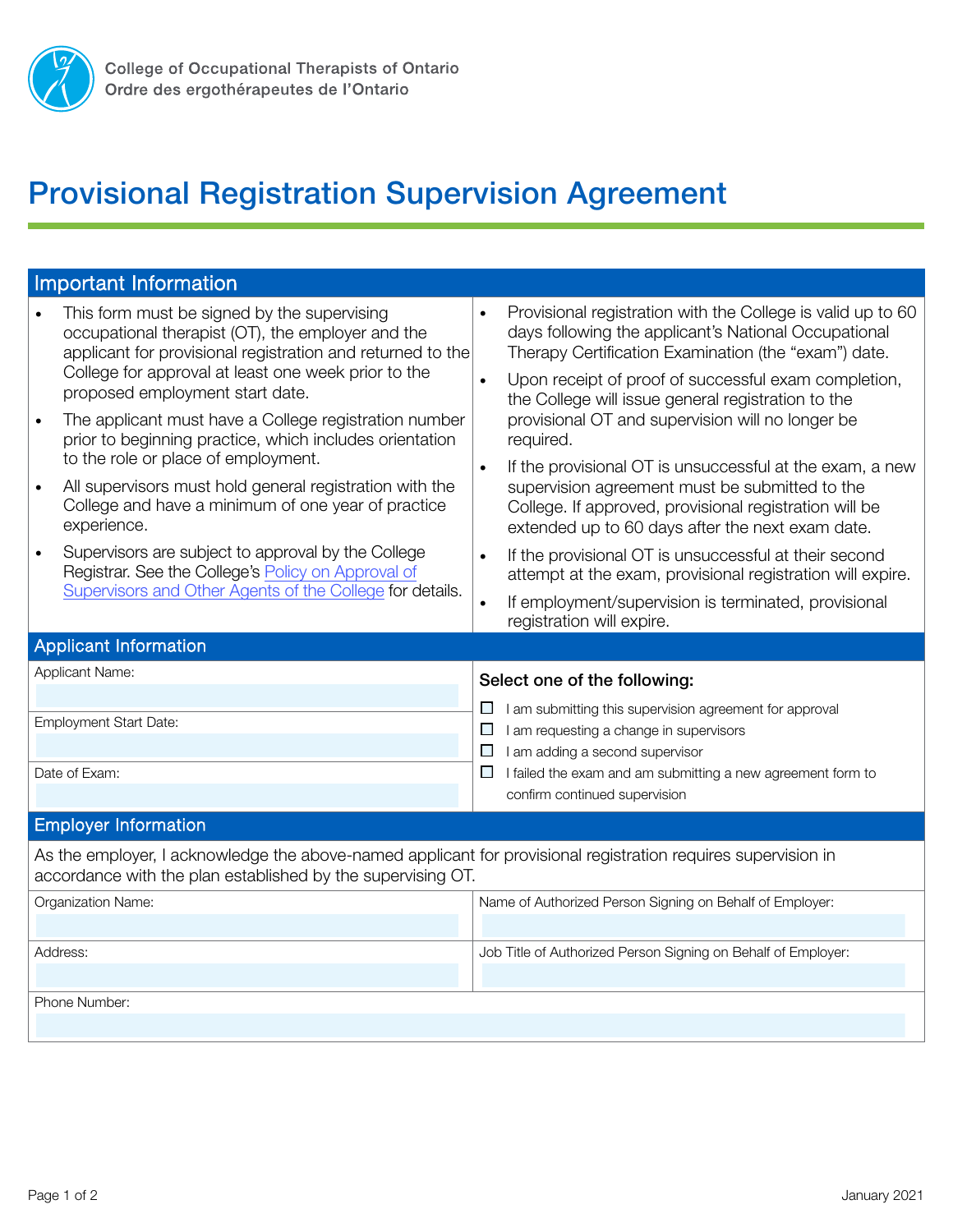College of Occupational Therapists of Ontario
Ordre des ergothérapeutes de l'Ontario

# Provisional Registration Supervision Agreement

## Important Information

- This form must be signed by the supervising occupational therapist (OT), the employer and the applicant for provisional registration and returned to the College for approval at least one week prior to the proposed employment start date.
- The applicant must have a College registration number prior to beginning practice, which includes orientation to the role or place of employment.
- All supervisors must hold general registration with the College and have a minimum of one year of practice experience.
- Supervisors are subject to approval by the College Registrar. See the College's Policy on Approval of Supervisors and Other Agents of the College for details.
- Provisional registration with the College is valid up to 60 days following the applicant's National Occupational Therapy Certification Examination (the "exam") date.
- Upon receipt of proof of successful exam completion, the College will issue general registration to the provisional OT and supervision will no longer be required.
- If the provisional OT is unsuccessful at the exam, a new supervision agreement must be submitted to the College. If approved, provisional registration will be extended up to 60 days after the next exam date.
- If the provisional OT is unsuccessful at their second attempt at the exam, provisional registration will expire.
- If employment/supervision is terminated, provisional registration will expire.

## Applicant Information

Applicant Name:

Employment Start Date:

Date of Exam:

**Select one of the following:**

- ☐ I am submitting this supervision agreement for approval
- ☐ I am requesting a change in supervisors
- ☐ I am adding a second supervisor
- ☐ I failed the exam and am submitting a new agreement form to confirm continued supervision

## Employer Information

As the employer, I acknowledge the above-named applicant for provisional registration requires supervision in accordance with the plan established by the supervising OT.

| Organization Name: | Name of Authorized Person Signing on Behalf of Employer: |
| --- | --- |
| Address: | Job Title of Authorized Person Signing on Behalf of Employer: |

Phone Number:

January 2021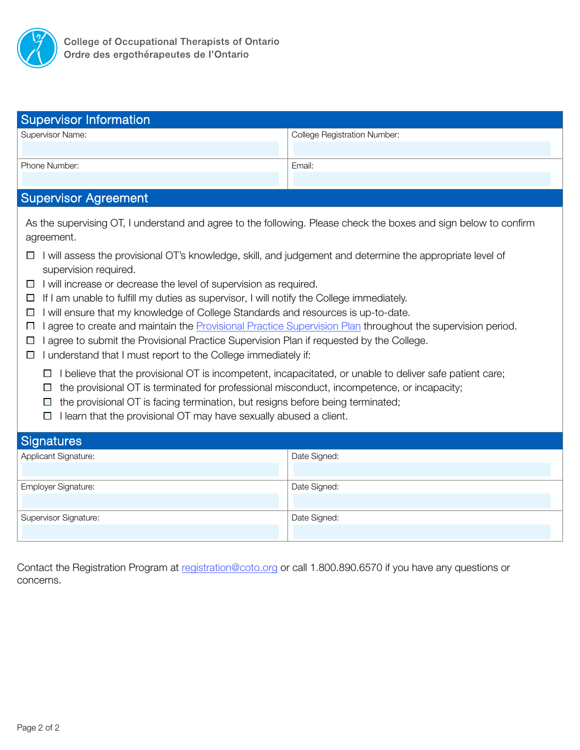College of Occupational Therapists of Ontario
Ordre des ergothérapeutes de l'Ontario

## Supervisor Information

| | |
|---|---|
| Supervisor Name: | College Registration Number: |
| Phone Number: | Email: |

## Supervisor Agreement

As the supervising OT, I understand and agree to the following. Please check the boxes and sign below to confirm agreement.

- ☐ I will assess the provisional OT's knowledge, skill, and judgement and determine the appropriate level of supervision required.
- ☐ I will increase or decrease the level of supervision as required.
- ☐ If I am unable to fulfill my duties as supervisor, I will notify the College immediately.
- ☐ I will ensure that my knowledge of College Standards and resources is up-to-date.
- ☐ I agree to create and maintain the Provisional Practice Supervision Plan throughout the supervision period.
- ☐ I agree to submit the Provisional Practice Supervision Plan if requested by the College.
- ☐ I understand that I must report to the College immediately if:
  - ☐ I believe that the provisional OT is incompetent, incapacitated, or unable to deliver safe patient care;
  - ☐ the provisional OT is terminated for professional misconduct, incompetence, or incapacity;
  - ☐ the provisional OT is facing termination, but resigns before being terminated;
  - ☐ I learn that the provisional OT may have sexually abused a client.

## Signatures

| | |
|---|---|
| Applicant Signature: | Date Signed: |
| Employer Signature: | Date Signed: |
| Supervisor Signature: | Date Signed: |

Contact the Registration Program at registration@coto.org or call 1.800.890.6570 if you have any questions or concerns.